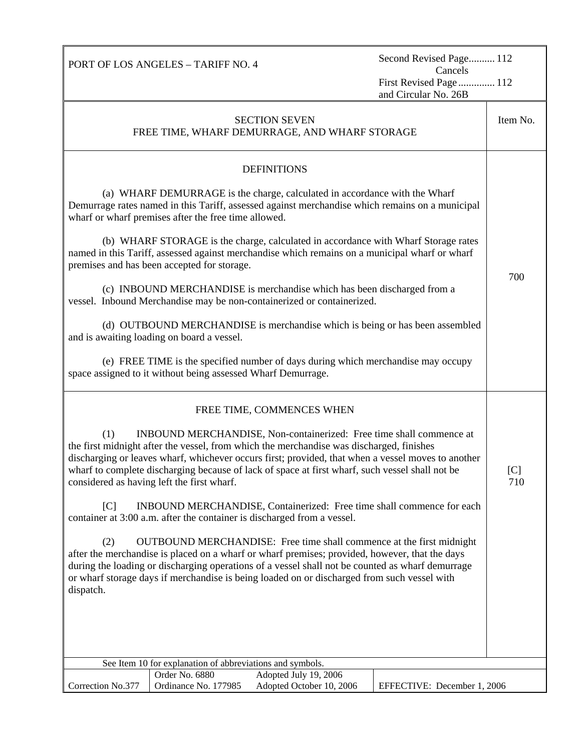PORT OF LOS ANGELES – TARIFF NO. 4

Second Revised Page.......... 112
Cancels
First Revised Page ............. 112
and Circular No. 26B

## SECTION SEVEN
## FREE TIME, WHARF DEMURRAGE, AND WHARF STORAGE

Item No.

### DEFINITIONS

**Item No. 700**

(a) WHARF DEMURRAGE is the charge, calculated in accordance with the Wharf Demurrage rates named in this Tariff, assessed against merchandise which remains on a municipal wharf or wharf premises after the free time allowed.

(b) WHARF STORAGE is the charge, calculated in accordance with Wharf Storage rates named in this Tariff, assessed against merchandise which remains on a municipal wharf or wharf premises and has been accepted for storage.

(c) INBOUND MERCHANDISE is merchandise which has been discharged from a vessel. Inbound Merchandise may be non-containerized or containerized.

(d) OUTBOUND MERCHANDISE is merchandise which is being or has been assembled and is awaiting loading on board a vessel.

(e) FREE TIME is the specified number of days during which merchandise may occupy space assigned to it without being assessed Wharf Demurrage.

### FREE TIME, COMMENCES WHEN

**Item No. [C] 710**

(1) INBOUND MERCHANDISE, Non-containerized: Free time shall commence at the first midnight after the vessel, from which the merchandise was discharged, finishes discharging or leaves wharf, whichever occurs first; provided, that when a vessel moves to another wharf to complete discharging because of lack of space at first wharf, such vessel shall not be considered as having left the first wharf.

[C] INBOUND MERCHANDISE, Containerized: Free time shall commence for each container at 3:00 a.m. after the container is discharged from a vessel.

(2) OUTBOUND MERCHANDISE: Free time shall commence at the first midnight after the merchandise is placed on a wharf or wharf premises; provided, however, that the days during the loading or discharging operations of a vessel shall not be counted as wharf demurrage or wharf storage days if merchandise is being loaded on or discharged from such vessel with dispatch.

See Item 10 for explanation of abbreviations and symbols.

| Correction No.377 | Order No. 6880<br>Ordinance No. 177985 | Adopted July 19, 2006<br>Adopted October 10, 2006 | EFFECTIVE: December 1, 2006 |
|---|---|---|---|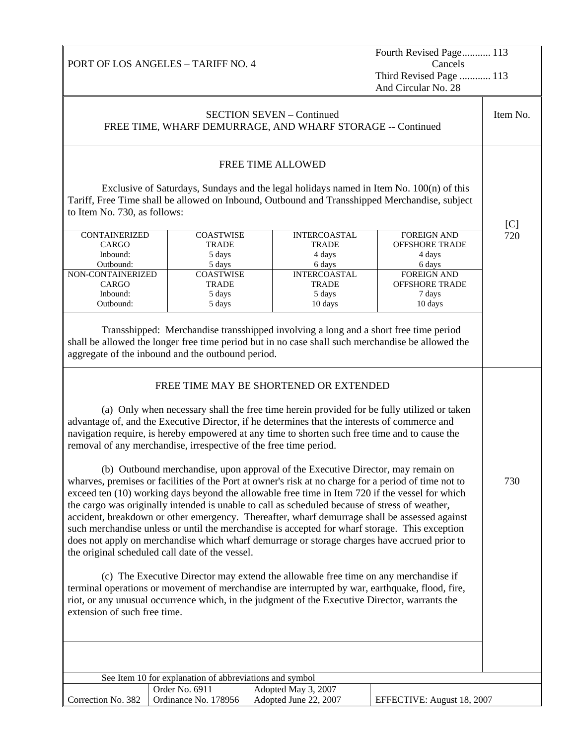PORT OF LOS ANGELES – TARIFF NO. 4

Fourth Revised Page........... 113
Cancels
Third Revised Page ............ 113
And Circular No. 28

## SECTION SEVEN – Continued
## FREE TIME, WHARF DEMURRAGE, AND WHARF STORAGE -- Continued

**Item No. [C] 720**

### FREE TIME ALLOWED

Exclusive of Saturdays, Sundays and the legal holidays named in Item No. 100(n) of this Tariff, Free Time shall be allowed on Inbound, Outbound and Transshipped Merchandise, subject to Item No. 730, as follows:

| CONTAINERIZED CARGO | COASTWISE TRADE | INTERCOASTAL TRADE | FOREIGN AND OFFSHORE TRADE |
|---|---|---|---|
| Inbound: | 5 days | 4 days | 4 days |
| Outbound: | 5 days | 6 days | 6 days |
| **NON-CONTAINERIZED CARGO** | **COASTWISE TRADE** | **INTERCOASTAL TRADE** | **FOREIGN AND OFFSHORE TRADE** |
| Inbound: | 5 days | 5 days | 7 days |
| Outbound: | 5 days | 10 days | 10 days |

Transshipped: Merchandise transshipped involving a long and a short free time period shall be allowed the longer free time period but in no case shall such merchandise be allowed the aggregate of the inbound and the outbound period.

**Item No. 730**

### FREE TIME MAY BE SHORTENED OR EXTENDED

(a) Only when necessary shall the free time herein provided for be fully utilized or taken advantage of, and the Executive Director, if he determines that the interests of commerce and navigation require, is hereby empowered at any time to shorten such free time and to cause the removal of any merchandise, irrespective of the free time period.

(b) Outbound merchandise, upon approval of the Executive Director, may remain on wharves, premises or facilities of the Port at owner's risk at no charge for a period of time not to exceed ten (10) working days beyond the allowable free time in Item 720 if the vessel for which the cargo was originally intended is unable to call as scheduled because of stress of weather, accident, breakdown or other emergency. Thereafter, wharf demurrage shall be assessed against such merchandise unless or until the merchandise is accepted for wharf storage. This exception does not apply on merchandise which wharf demurrage or storage charges have accrued prior to the original scheduled call date of the vessel.

(c) The Executive Director may extend the allowable free time on any merchandise if terminal operations or movement of merchandise are interrupted by war, earthquake, flood, fire, riot, or any unusual occurrence which, in the judgment of the Executive Director, warrants the extension of such free time.

See Item 10 for explanation of abbreviations and symbol

| Correction No. 382 | Order No. 6911<br>Ordinance No. 178956 | Adopted May 3, 2007<br>Adopted June 22, 2007 | EFFECTIVE: August 18, 2007 |
|---|---|---|---|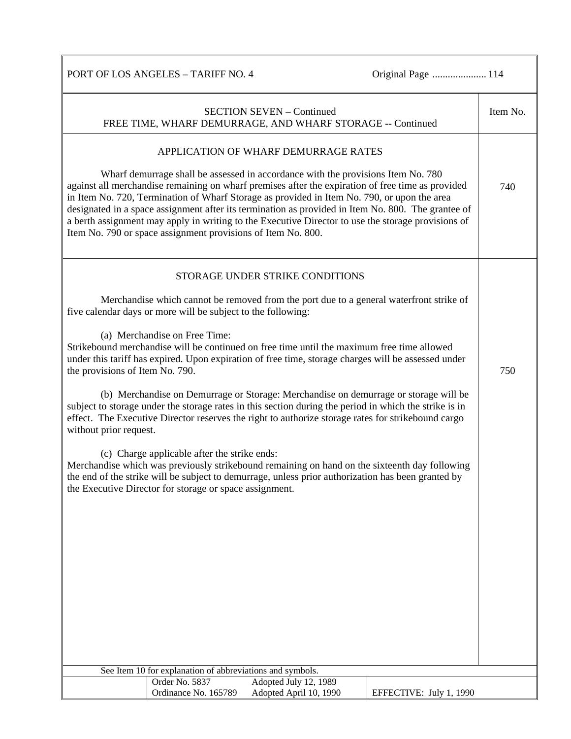## SECTION SEVEN – Continued
## FREE TIME, WHARF DEMURRAGE, AND WHARF STORAGE -- Continued

### APPLICATION OF WHARF DEMURRAGE RATES

**Item No. 740**

Wharf demurrage shall be assessed in accordance with the provisions Item No. 780 against all merchandise remaining on wharf premises after the expiration of free time as provided in Item No. 720, Termination of Wharf Storage as provided in Item No. 790, or upon the area designated in a space assignment after its termination as provided in Item No. 800. The grantee of a berth assignment may apply in writing to the Executive Director to use the storage provisions of Item No. 790 or space assignment provisions of Item No. 800.

### STORAGE UNDER STRIKE CONDITIONS

**Item No. 750**

Merchandise which cannot be removed from the port due to a general waterfront strike of five calendar days or more will be subject to the following:

(a) Merchandise on Free Time:
Strikebound merchandise will be continued on free time until the maximum free time allowed under this tariff has expired. Upon expiration of free time, storage charges will be assessed under the provisions of Item No. 790.

(b) Merchandise on Demurrage or Storage: Merchandise on demurrage or storage will be subject to storage under the storage rates in this section during the period in which the strike is in effect. The Executive Director reserves the right to authorize storage rates for strikebound cargo without prior request.

(c) Charge applicable after the strike ends:
Merchandise which was previously strikebound remaining on hand on the sixteenth day following the end of the strike will be subject to demurrage, unless prior authorization has been granted by the Executive Director for storage or space assignment.

See Item 10 for explanation of abbreviations and symbols.

| Order No. 5837 | Adopted July 12, 1989 | |
|---|---|---|
| Ordinance No. 165789 | Adopted April 10, 1990 | EFFECTIVE: July 1, 1990 |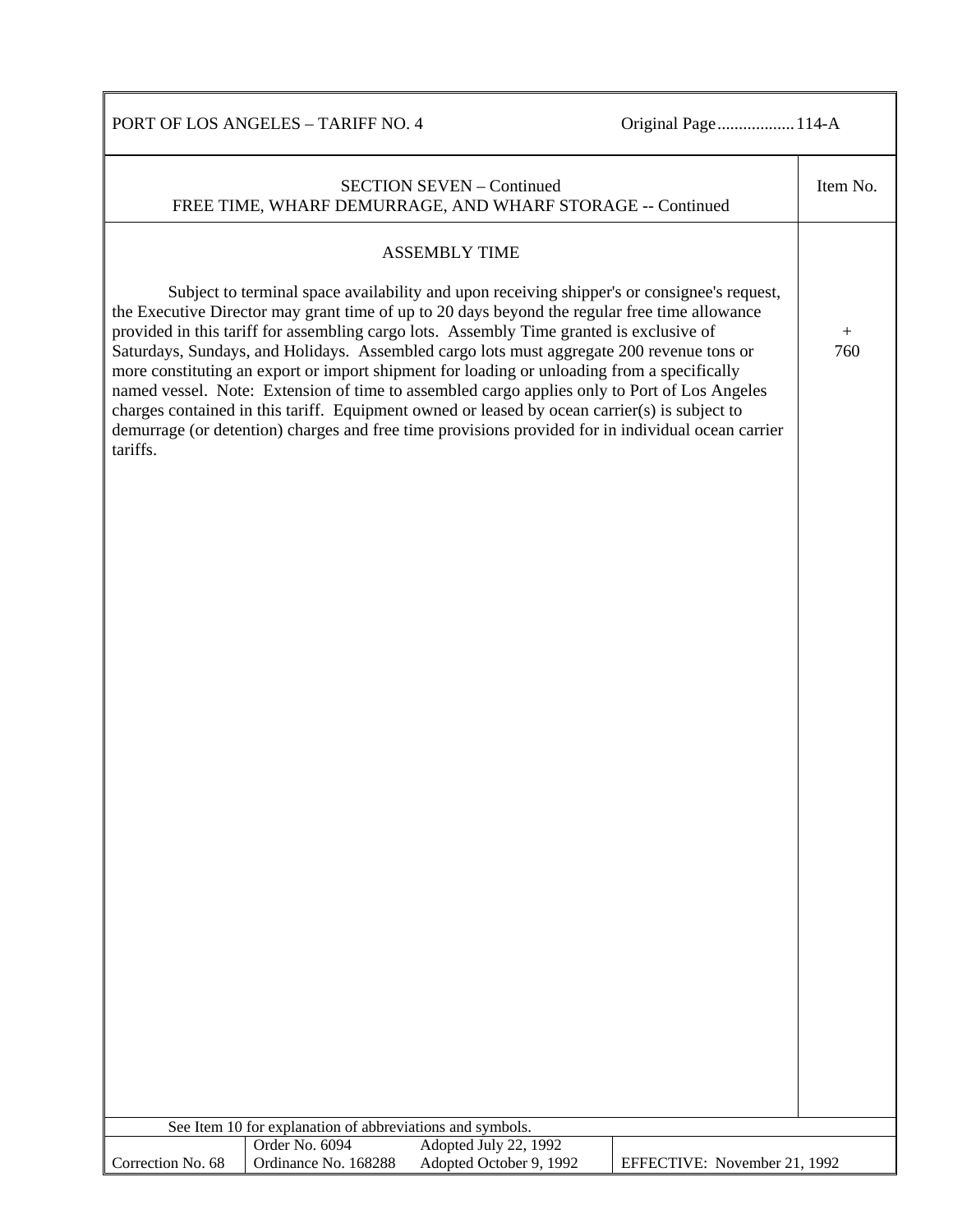SECTION SEVEN – Continued
FREE TIME, WHARF DEMURRAGE, AND WHARF STORAGE -- Continued

Item No. + 760

## ASSEMBLY TIME

Subject to terminal space availability and upon receiving shipper's or consignee's request, the Executive Director may grant time of up to 20 days beyond the regular free time allowance provided in this tariff for assembling cargo lots. Assembly Time granted is exclusive of Saturdays, Sundays, and Holidays. Assembled cargo lots must aggregate 200 revenue tons or more constituting an export or import shipment for loading or unloading from a specifically named vessel. Note: Extension of time to assembled cargo applies only to Port of Los Angeles charges contained in this tariff. Equipment owned or leased by ocean carrier(s) is subject to demurrage (or detention) charges and free time provisions provided for in individual ocean carrier tariffs.

See Item 10 for explanation of abbreviations and symbols.

| Correction No. 68 | Order No. 6094<br>Ordinance No. 168288 | Adopted July 22, 1992<br>Adopted October 9, 1992 | EFFECTIVE: November 21, 1992 |
|---|---|---|---|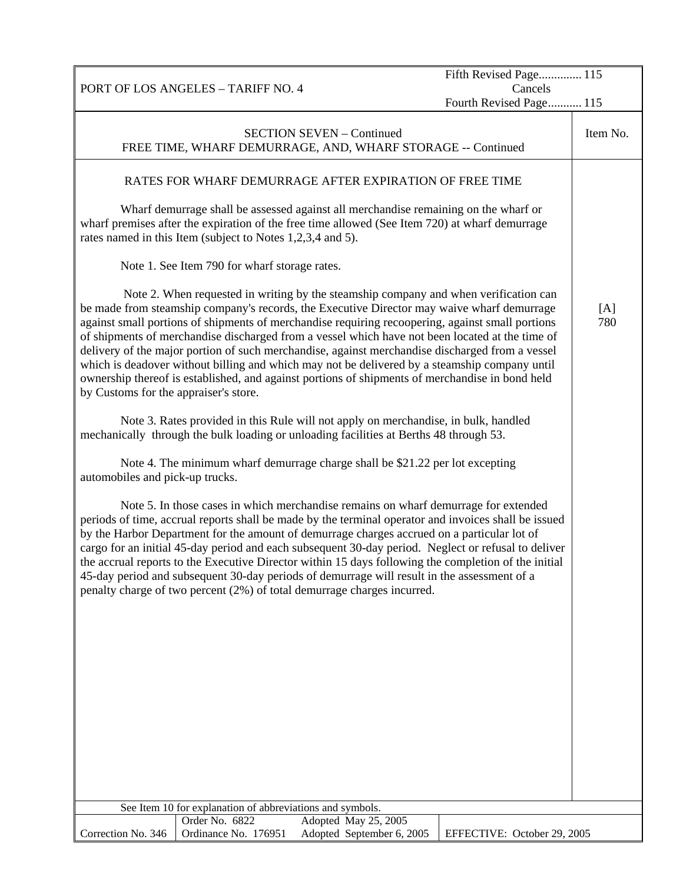PORT OF LOS ANGELES – TARIFF NO. 4

Fifth Revised Page............. 115
Cancels
Fourth Revised Page........... 115

SECTION SEVEN – Continued
FREE TIME, WHARF DEMURRAGE, AND, WHARF STORAGE -- Continued

Item No. [A] 780

## RATES FOR WHARF DEMURRAGE AFTER EXPIRATION OF FREE TIME

Wharf demurrage shall be assessed against all merchandise remaining on the wharf or wharf premises after the expiration of the free time allowed (See Item 720) at wharf demurrage rates named in this Item (subject to Notes 1,2,3,4 and 5).

Note 1. See Item 790 for wharf storage rates.

Note 2. When requested in writing by the steamship company and when verification can be made from steamship company's records, the Executive Director may waive wharf demurrage against small portions of shipments of merchandise requiring recoopering, against small portions of shipments of merchandise discharged from a vessel which have not been located at the time of delivery of the major portion of such merchandise, against merchandise discharged from a vessel which is deadover without billing and which may not be delivered by a steamship company until ownership thereof is established, and against portions of shipments of merchandise in bond held by Customs for the appraiser's store.

Note 3. Rates provided in this Rule will not apply on merchandise, in bulk, handled mechanically through the bulk loading or unloading facilities at Berths 48 through 53.

Note 4. The minimum wharf demurrage charge shall be $21.22 per lot excepting automobiles and pick-up trucks.

Note 5. In those cases in which merchandise remains on wharf demurrage for extended periods of time, accrual reports shall be made by the terminal operator and invoices shall be issued by the Harbor Department for the amount of demurrage charges accrued on a particular lot of cargo for an initial 45-day period and each subsequent 30-day period. Neglect or refusal to deliver the accrual reports to the Executive Director within 15 days following the completion of the initial 45-day period and subsequent 30-day periods of demurrage will result in the assessment of a penalty charge of two percent (2%) of total demurrage charges incurred.

See Item 10 for explanation of abbreviations and symbols.

| Correction No. 346 | Order No. 6822<br>Ordinance No. 176951 | Adopted May 25, 2005<br>Adopted September 6, 2005 | EFFECTIVE: October 29, 2005 |
|---|---|---|---|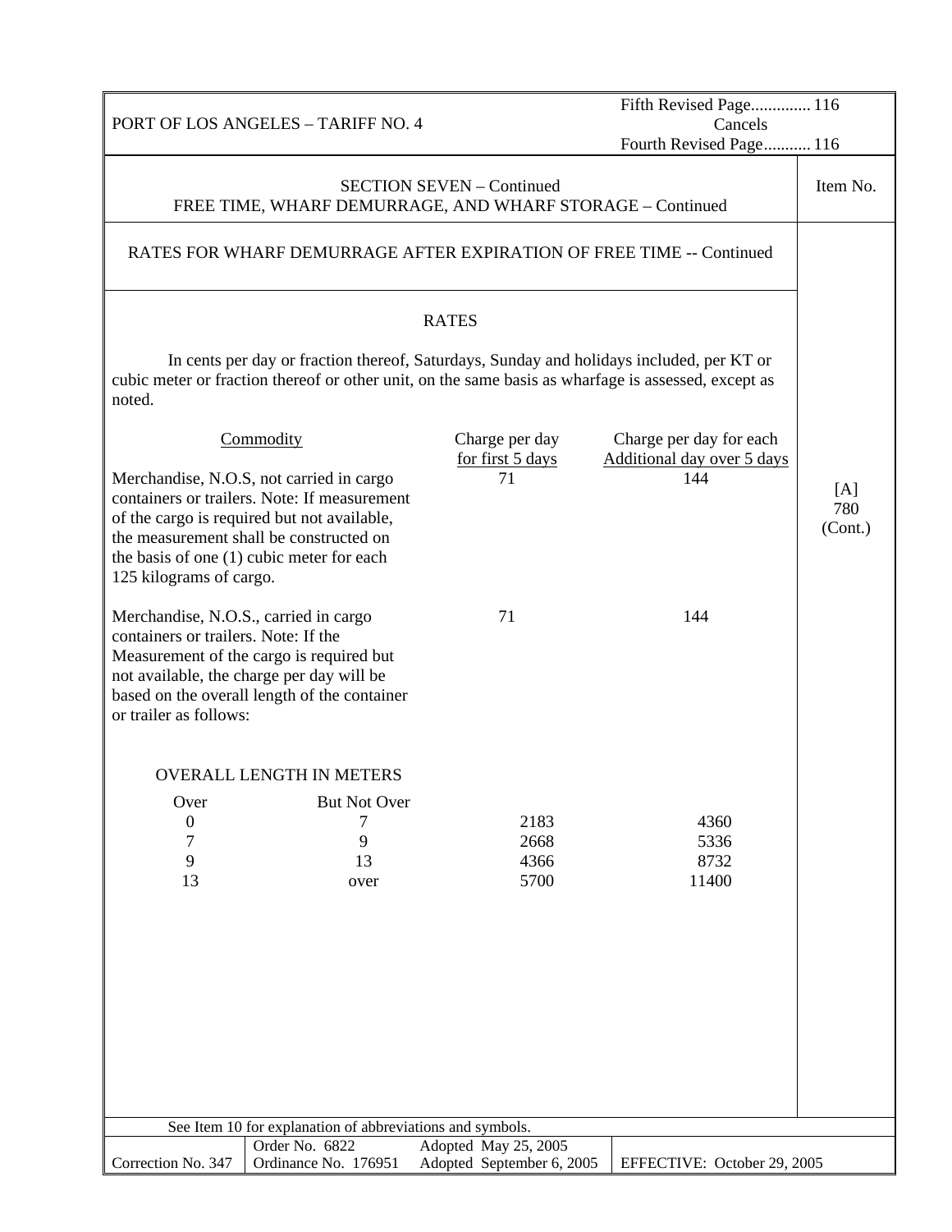PORT OF LOS ANGELES – TARIFF NO. 4

Fifth Revised Page............. 116
Cancels
Fourth Revised Page........... 116

## SECTION SEVEN – Continued
## FREE TIME, WHARF DEMURRAGE, AND WHARF STORAGE – Continued

Item No. [A] 780 (Cont.)

### RATES FOR WHARF DEMURRAGE AFTER EXPIRATION OF FREE TIME -- Continued

#### RATES

In cents per day or fraction thereof, Saturdays, Sunday and holidays included, per KT or cubic meter or fraction thereof or other unit, on the same basis as wharfage is assessed, except as noted.

| Commodity | Charge per day for first 5 days | Charge per day for each Additional day over 5 days |
|---|---|---|
| Merchandise, N.O.S, not carried in cargo containers or trailers. Note: If measurement of the cargo is required but not available, the measurement shall be constructed on the basis of one (1) cubic meter for each 125 kilograms of cargo. | 71 | 144 |
| Merchandise, N.O.S., carried in cargo containers or trailers. Note: If the Measurement of the cargo is required but not available, the charge per day will be based on the overall length of the container or trailer as follows: | 71 | 144 |

OVERALL LENGTH IN METERS

| Over | But Not Over | Charge per day for first 5 days | Charge per day for each Additional day over 5 days |
|---|---|---|---|
| 0 | 7 | 2183 | 4360 |
| 7 | 9 | 2668 | 5336 |
| 9 | 13 | 4366 | 8732 |
| 13 | over | 5700 | 11400 |

See Item 10 for explanation of abbreviations and symbols.

| Correction No. 347 | Order No. 6822<br>Ordinance No. 176951 | Adopted May 25, 2005<br>Adopted September 6, 2005 | EFFECTIVE: October 29, 2005 |
|---|---|---|---|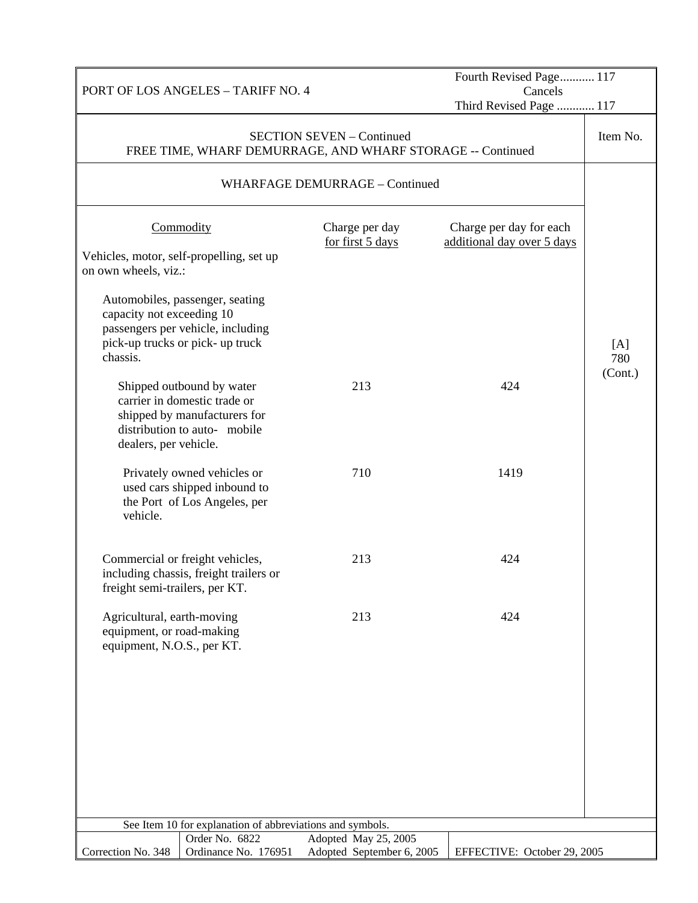PORT OF LOS ANGELES – TARIFF NO. 4

Fourth Revised Page........... 117
Cancels
Third Revised Page ............ 117

SECTION SEVEN – Continued
FREE TIME, WHARF DEMURRAGE, AND WHARF STORAGE -- Continued

Item No. [A] 780 (Cont.)

WHARFAGE DEMURRAGE – Continued

| Commodity | Charge per day for first 5 days | Charge per day for each additional day over 5 days |
|---|---|---|
| Vehicles, motor, self-propelling, set up on own wheels, viz.: | | |
| Automobiles, passenger, seating capacity not exceeding 10 passengers per vehicle, including pick-up trucks or pick- up truck chassis. | | |
| Shipped outbound by water carrier in domestic trade or shipped by manufacturers for distribution to auto- mobile dealers, per vehicle. | 213 | 424 |
| Privately owned vehicles or used cars shipped inbound to the Port of Los Angeles, per vehicle. | 710 | 1419 |
| Commercial or freight vehicles, including chassis, freight trailers or freight semi-trailers, per KT. | 213 | 424 |
| Agricultural, earth-moving equipment, or road-making equipment, N.O.S., per KT. | 213 | 424 |

See Item 10 for explanation of abbreviations and symbols.

| Correction No. 348 | Order No. 6822 / Ordinance No. 176951 | Adopted May 25, 2005 / Adopted September 6, 2005 | EFFECTIVE: October 29, 2005 |
|---|---|---|---|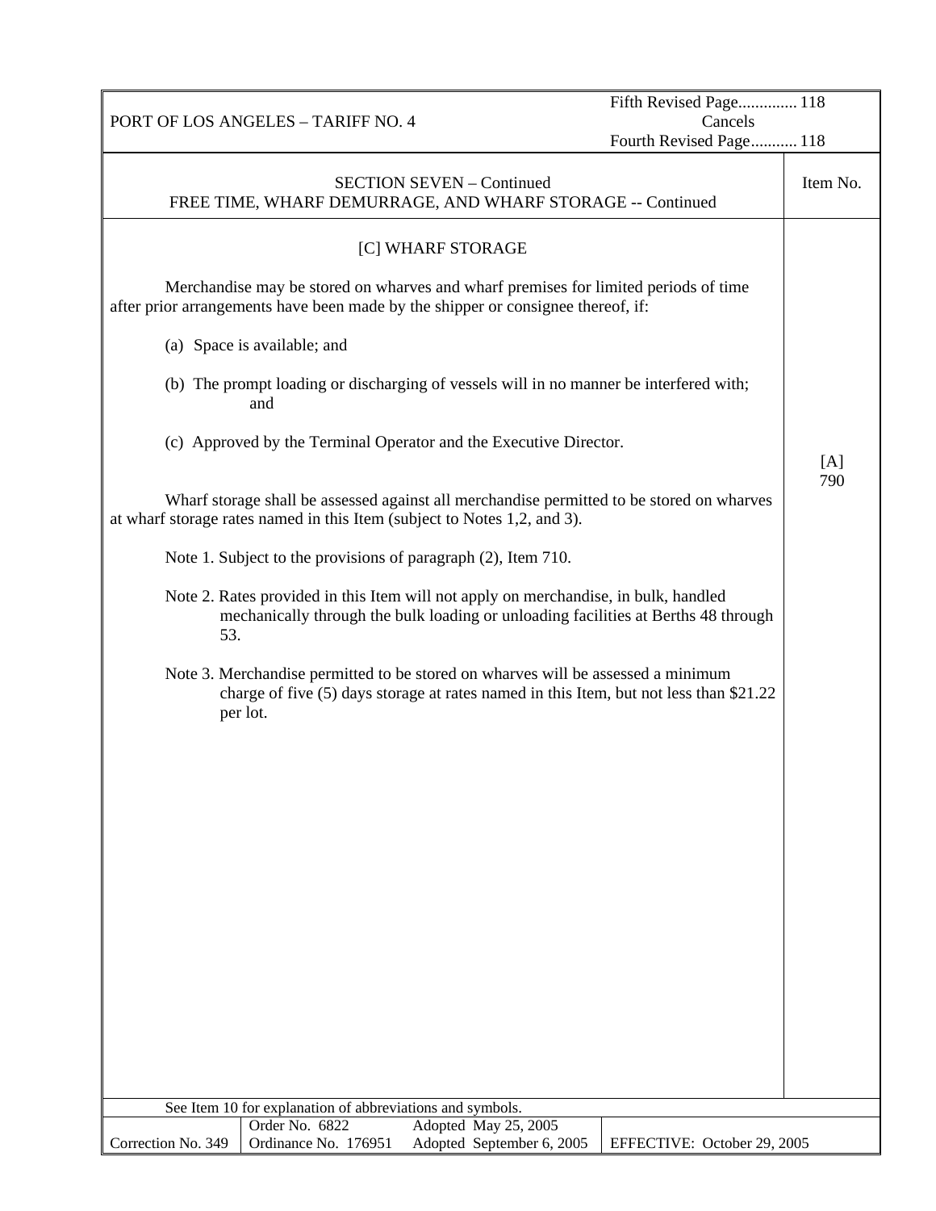PORT OF LOS ANGELES – TARIFF NO. 4

Fifth Revised Page............. 118
Cancels
Fourth Revised Page........... 118

SECTION SEVEN – Continued
FREE TIME, WHARF DEMURRAGE, AND WHARF STORAGE -- Continued

Item No. [A] 790

[C] WHARF STORAGE

Merchandise may be stored on wharves and wharf premises for limited periods of time after prior arrangements have been made by the shipper or consignee thereof, if:

(a) Space is available; and

(b) The prompt loading or discharging of vessels will in no manner be interfered with; and

(c) Approved by the Terminal Operator and the Executive Director.

Wharf storage shall be assessed against all merchandise permitted to be stored on wharves at wharf storage rates named in this Item (subject to Notes 1,2, and 3).

Note 1. Subject to the provisions of paragraph (2), Item 710.

Note 2. Rates provided in this Item will not apply on merchandise, in bulk, handled mechanically through the bulk loading or unloading facilities at Berths 48 through 53.

Note 3. Merchandise permitted to be stored on wharves will be assessed a minimum charge of five (5) days storage at rates named in this Item, but not less than $21.22 per lot.

See Item 10 for explanation of abbreviations and symbols.

| Correction No. 349 | Order No. 6822<br>Ordinance No. 176951 | Adopted May 25, 2005<br>Adopted September 6, 2005 | EFFECTIVE: October 29, 2005 |
|---|---|---|---|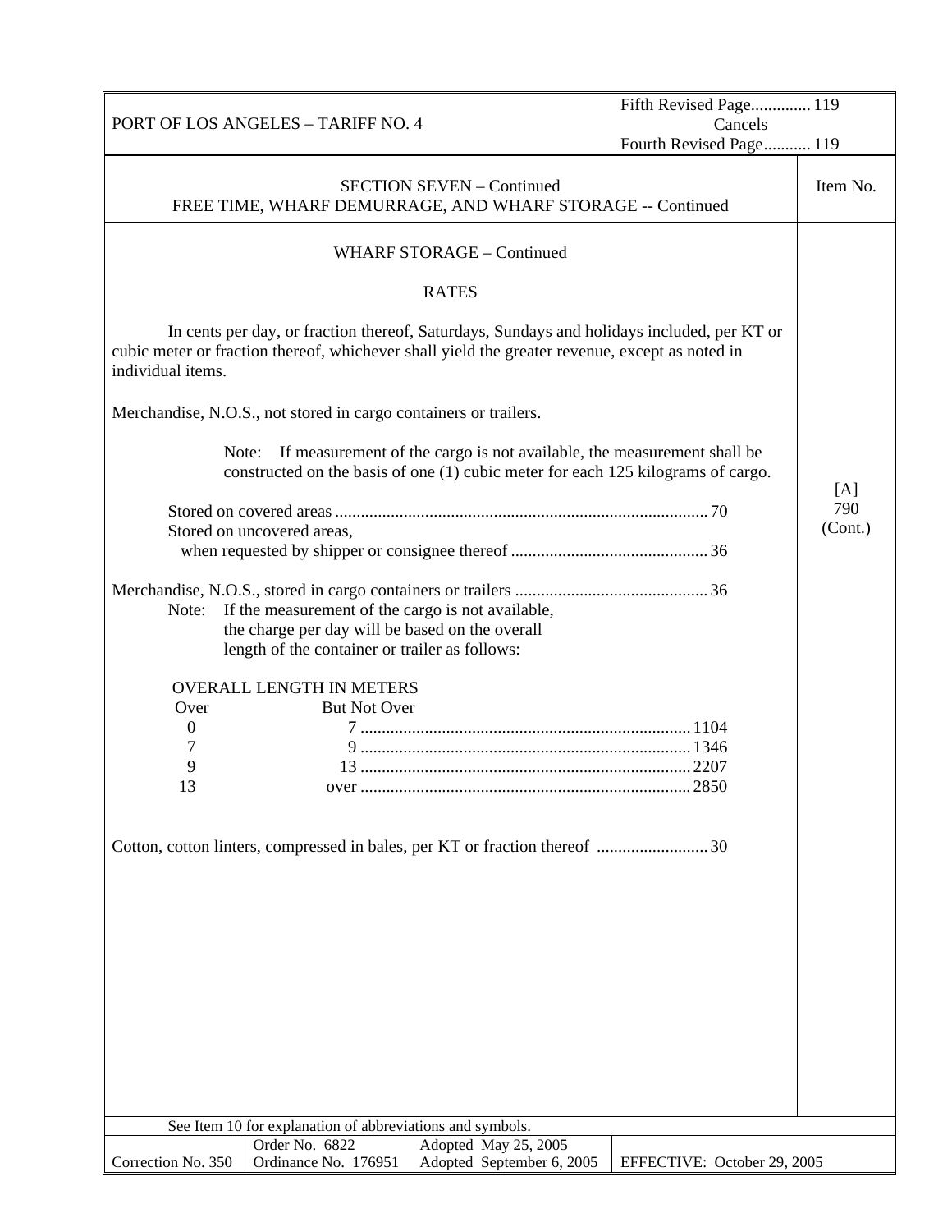PORT OF LOS ANGELES – TARIFF NO. 4

Fifth Revised Page.............. 119
Cancels
Fourth Revised Page........... 119

SECTION SEVEN – Continued
FREE TIME, WHARF DEMURRAGE, AND WHARF STORAGE -- Continued

Item No. [A] 790 (Cont.)

WHARF STORAGE – Continued

RATES

In cents per day, or fraction thereof, Saturdays, Sundays and holidays included, per KT or cubic meter or fraction thereof, whichever shall yield the greater revenue, except as noted in individual items.

Merchandise, N.O.S., not stored in cargo containers or trailers.

Note: If measurement of the cargo is not available, the measurement shall be constructed on the basis of one (1) cubic meter for each 125 kilograms of cargo.

| | |
|---|---|
| Stored on covered areas | 70 |
| Stored on uncovered areas, when requested by shipper or consignee thereof | 36 |

| | |
|---|---|
| Merchandise, N.O.S., stored in cargo containers or trailers | 36 |

Note: If the measurement of the cargo is not available, the charge per day will be based on the overall length of the container or trailer as follows:

| OVERALL LENGTH IN METERS | | |
|---|---|---|
| Over | But Not Over | |
| 0 | 7 | 1104 |
| 7 | 9 | 1346 |
| 9 | 13 | 2207 |
| 13 | over | 2850 |

| | |
|---|---|
| Cotton, cotton linters, compressed in bales, per KT or fraction thereof | 30 |

See Item 10 for explanation of abbreviations and symbols.

| Correction No. 350 | Order No. 6822<br>Ordinance No. 176951 | Adopted May 25, 2005<br>Adopted September 6, 2005 | EFFECTIVE: October 29, 2005 |
|---|---|---|---|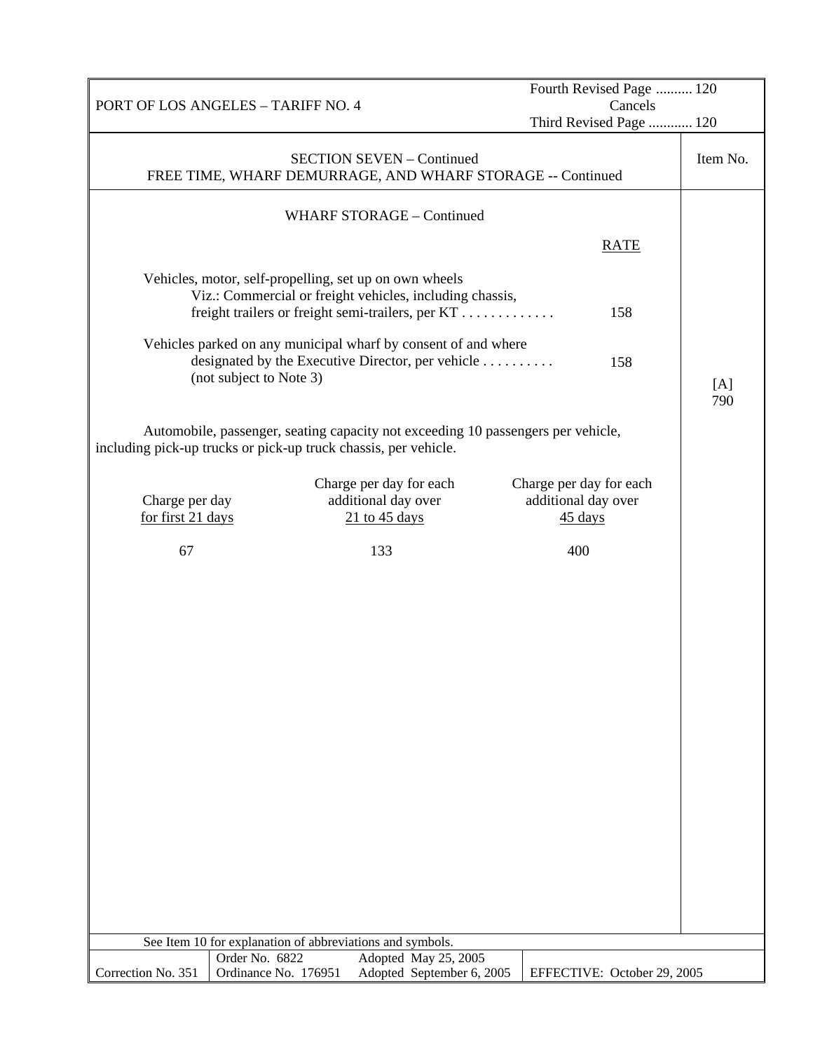PORT OF LOS ANGELES – TARIFF NO. 4

Fourth Revised Page .......... 120
Cancels
Third Revised Page ............ 120

SECTION SEVEN – Continued
FREE TIME, WHARF DEMURRAGE, AND WHARF STORAGE -- Continued

Item No. [A] 790

WHARF STORAGE – Continued

| | RATE |
|---|---|
| Vehicles, motor, self-propelling, set up on own wheels Viz.: Commercial or freight vehicles, including chassis, freight trailers or freight semi-trailers, per KT . . . . . . . . . . . . . | 158 |
| Vehicles parked on any municipal wharf by consent of and where designated by the Executive Director, per vehicle . . . . . . . . . . (not subject to Note 3) | 158 |

Automobile, passenger, seating capacity not exceeding 10 passengers per vehicle, including pick-up trucks or pick-up truck chassis, per vehicle.

| Charge per day for first 21 days | Charge per day for each additional day over 21 to 45 days | Charge per day for each additional day over 45 days |
|---|---|---|
| 67 | 133 | 400 |

See Item 10 for explanation of abbreviations and symbols.

| Correction No. 351 | Order No. 6822<br>Ordinance No. 176951 | Adopted May 25, 2005<br>Adopted September 6, 2005 | EFFECTIVE: October 29, 2005 |
|---|---|---|---|